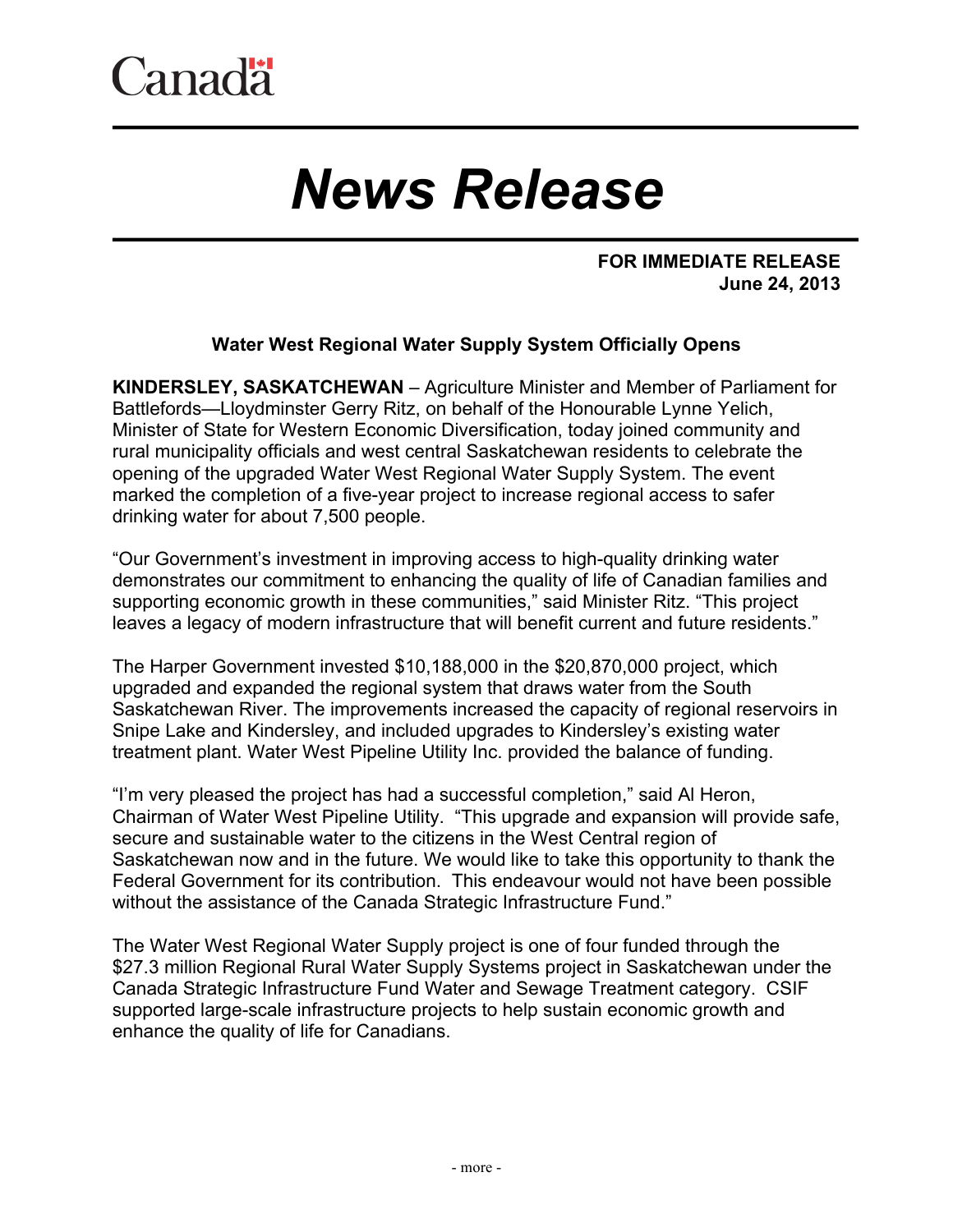Canada

# News Release

**FOR IMMEDIATE RELEASE**
**June 24, 2013**

**Water West Regional Water Supply System Officially Opens**

**KINDERSLEY, SASKATCHEWAN** – Agriculture Minister and Member of Parliament for Battlefords—Lloydminster Gerry Ritz, on behalf of the Honourable Lynne Yelich, Minister of State for Western Economic Diversification, today joined community and rural municipality officials and west central Saskatchewan residents to celebrate the opening of the upgraded Water West Regional Water Supply System. The event marked the completion of a five-year project to increase regional access to safer drinking water for about 7,500 people.

"Our Government's investment in improving access to high-quality drinking water demonstrates our commitment to enhancing the quality of life of Canadian families and supporting economic growth in these communities," said Minister Ritz. "This project leaves a legacy of modern infrastructure that will benefit current and future residents."

The Harper Government invested $10,188,000 in the $20,870,000 project, which upgraded and expanded the regional system that draws water from the South Saskatchewan River. The improvements increased the capacity of regional reservoirs in Snipe Lake and Kindersley, and included upgrades to Kindersley's existing water treatment plant. Water West Pipeline Utility Inc. provided the balance of funding.

"I'm very pleased the project has had a successful completion," said Al Heron, Chairman of Water West Pipeline Utility. "This upgrade and expansion will provide safe, secure and sustainable water to the citizens in the West Central region of Saskatchewan now and in the future. We would like to take this opportunity to thank the Federal Government for its contribution. This endeavour would not have been possible without the assistance of the Canada Strategic Infrastructure Fund."

The Water West Regional Water Supply project is one of four funded through the $27.3 million Regional Rural Water Supply Systems project in Saskatchewan under the Canada Strategic Infrastructure Fund Water and Sewage Treatment category. CSIF supported large-scale infrastructure projects to help sustain economic growth and enhance the quality of life for Canadians.

- more -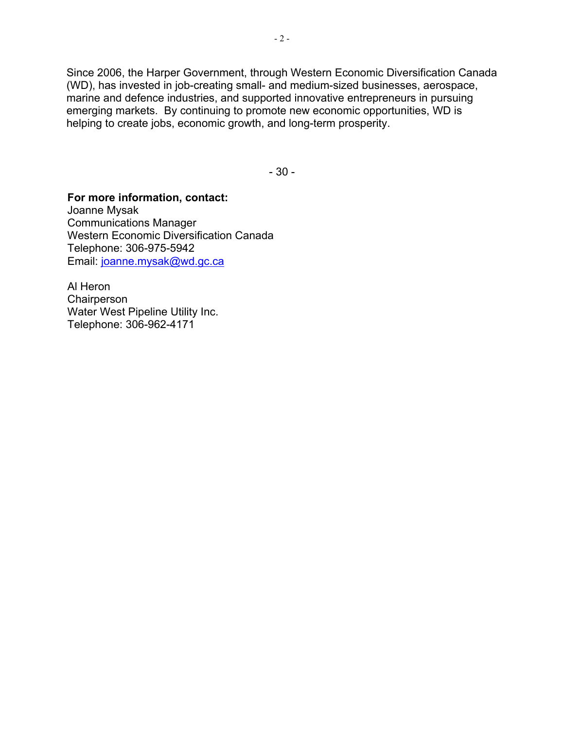Since 2006, the Harper Government, through Western Economic Diversification Canada (WD), has invested in job-creating small- and medium-sized businesses, aerospace, marine and defence industries, and supported innovative entrepreneurs in pursuing emerging markets. By continuing to promote new economic opportunities, WD is helping to create jobs, economic growth, and long-term prosperity.

- 30 -

**For more information, contact:**
Joanne Mysak
Communications Manager
Western Economic Diversification Canada
Telephone: 306-975-5942
Email: joanne.mysak@wd.gc.ca

Al Heron
Chairperson
Water West Pipeline Utility Inc.
Telephone: 306-962-4171